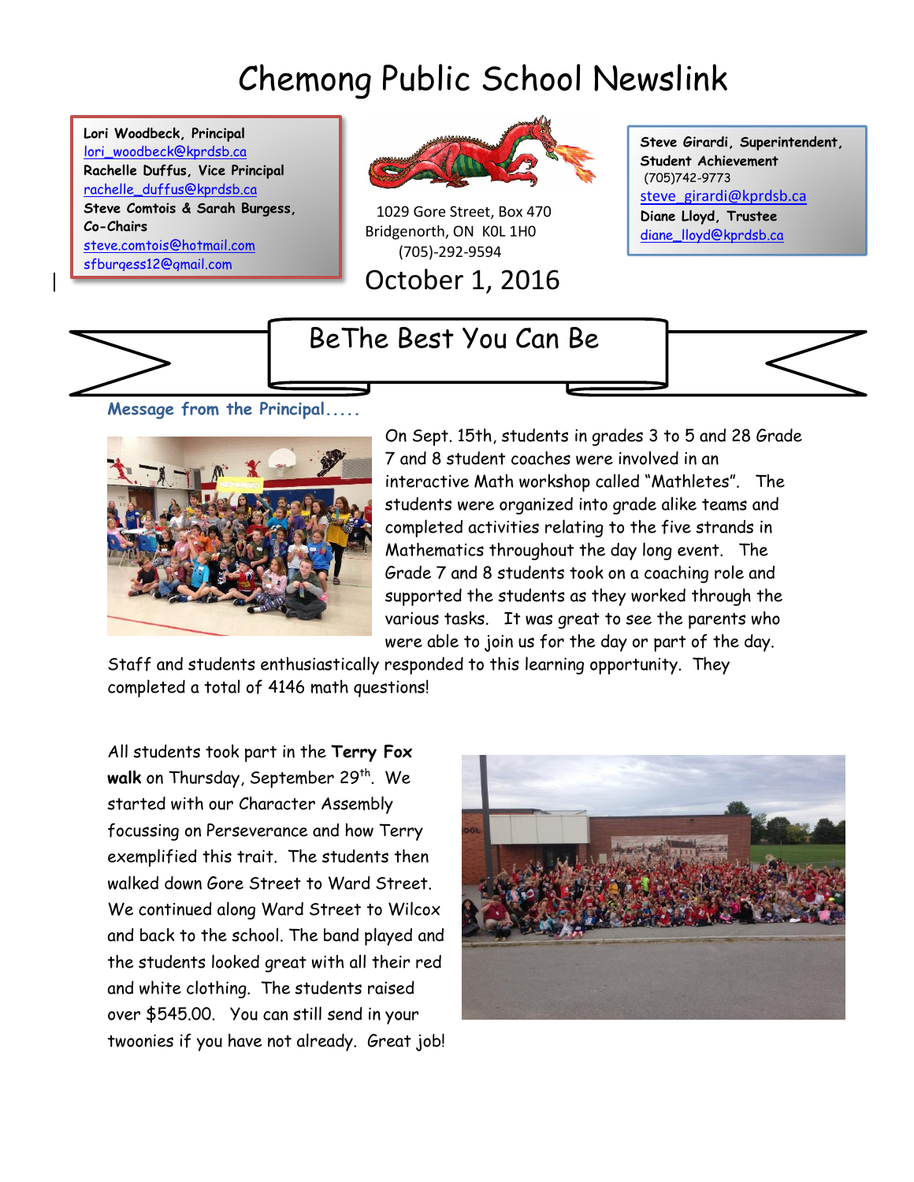# Chemong Public School Newslink

**Lori Woodbeck, Principal**
lori_woodbeck@kprdsb.ca
**Rachelle Duffus, Vice Principal**
rachelle_duffus@kprdsb.ca
**Steve Comtois & Sarah Burgess, Co-Chairs**
steve.comtois@hotmail.com
sfburgess12@gmail.com

1029 Gore Street, Box 470
Bridgenorth, ON K0L 1H0
(705)-292-9594

October 1, 2016

**Steve Girardi, Superintendent, Student Achievement**
(705)742-9773
steve_girardi@kprdsb.ca
**Diane Lloyd, Trustee**
diane_lloyd@kprdsb.ca

## BeThe Best You Can Be

### Message from the Principal.....

On Sept. 15th, students in grades 3 to 5 and 28 Grade 7 and 8 student coaches were involved in an interactive Math workshop called "Mathletes". The students were organized into grade alike teams and completed activities relating to the five strands in Mathematics throughout the day long event. The Grade 7 and 8 students took on a coaching role and supported the students as they worked through the various tasks. It was great to see the parents who were able to join us for the day or part of the day. Staff and students enthusiastically responded to this learning opportunity. They completed a total of 4146 math questions!

All students took part in the **Terry Fox walk** on Thursday, September 29th. We started with our Character Assembly focussing on Perseverance and how Terry exemplified this trait. The students then walked down Gore Street to Ward Street. We continued along Ward Street to Wilcox and back to the school. The band played and the students looked great with all their red and white clothing. The students raised over $545.00. You can still send in your twoonies if you have not already. Great job!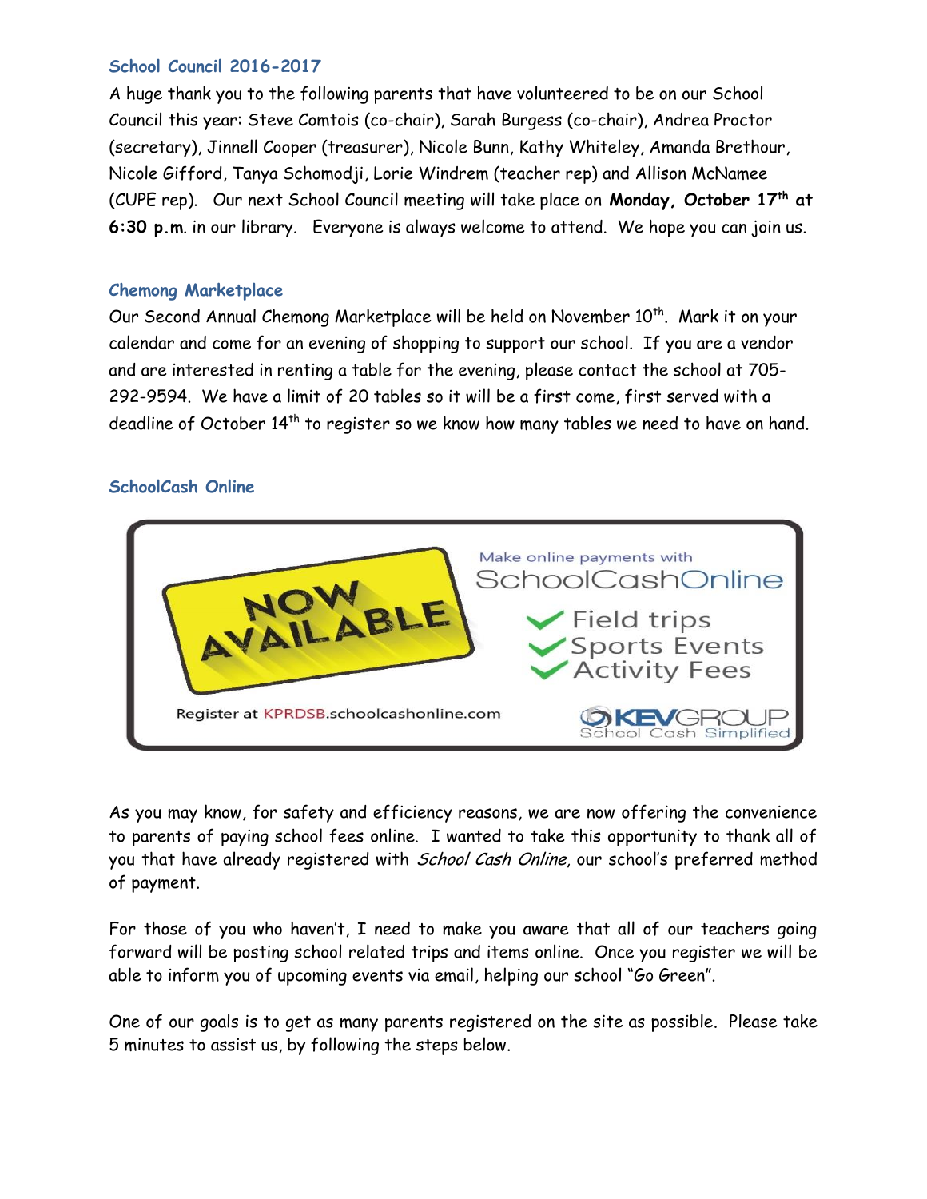### School Council 2016-2017

A huge thank you to the following parents that have volunteered to be on our School Council this year: Steve Comtois (co-chair), Sarah Burgess (co-chair), Andrea Proctor (secretary), Jinnell Cooper (treasurer), Nicole Bunn, Kathy Whiteley, Amanda Brethour, Nicole Gifford, Tanya Schomodji, Lorie Windrem (teacher rep) and Allison McNamee (CUPE rep). Our next School Council meeting will take place on **Monday, October 17th at 6:30 p.m**. in our library. Everyone is always welcome to attend. We hope you can join us.

### Chemong Marketplace

Our Second Annual Chemong Marketplace will be held on November 10th. Mark it on your calendar and come for an evening of shopping to support our school. If you are a vendor and are interested in renting a table for the evening, please contact the school at 705-292-9594. We have a limit of 20 tables so it will be a first come, first served with a deadline of October 14th to register so we know how many tables we need to have on hand.

### SchoolCash Online

NOW AVAILABLE

Make online payments with SchoolCashOnline

- Field trips
- Sports Events
- Activity Fees

Register at KPRDSB.schoolcashonline.com

KEVGROUP School Cash Simplified

As you may know, for safety and efficiency reasons, we are now offering the convenience to parents of paying school fees online. I wanted to take this opportunity to thank all of you that have already registered with *School Cash Online*, our school's preferred method of payment.

For those of you who haven't, I need to make you aware that all of our teachers going forward will be posting school related trips and items online. Once you register we will be able to inform you of upcoming events via email, helping our school "Go Green".

One of our goals is to get as many parents registered on the site as possible. Please take 5 minutes to assist us, by following the steps below.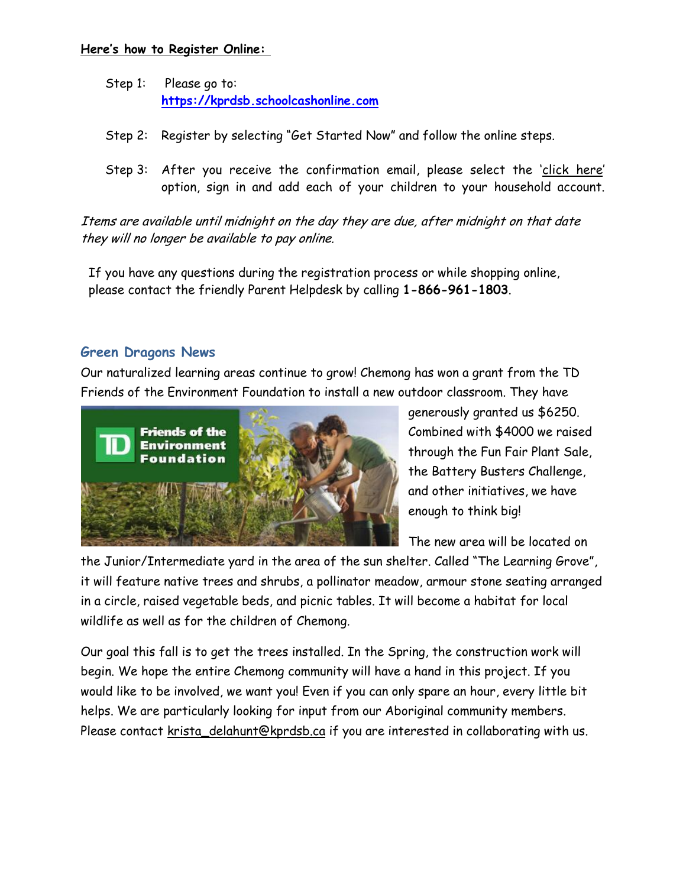**Here's how to Register Online:**

Step 1: Please go to: [https://kprdsb.schoolcashonline.com](https://kprdsb.schoolcashonline.com)

Step 2: Register by selecting "Get Started Now" and follow the online steps.

Step 3: After you receive the confirmation email, please select the 'click here' option, sign in and add each of your children to your household account.

*Items are available until midnight on the day they are due, after midnight on that date they will no longer be available to pay online.*

If you have any questions during the registration process or while shopping online, please contact the friendly Parent Helpdesk by calling **1-866-961-1803**.

## Green Dragons News

Our naturalized learning areas continue to grow! Chemong has won a grant from the TD Friends of the Environment Foundation to install a new outdoor classroom. They have generously granted us $6250. Combined with $4000 we raised through the Fun Fair Plant Sale, the Battery Busters Challenge, and other initiatives, we have enough to think big!

The new area will be located on the Junior/Intermediate yard in the area of the sun shelter. Called "The Learning Grove", it will feature native trees and shrubs, a pollinator meadow, armour stone seating arranged in a circle, raised vegetable beds, and picnic tables. It will become a habitat for local wildlife as well as for the children of Chemong.

Our goal this fall is to get the trees installed. In the Spring, the construction work will begin. We hope the entire Chemong community will have a hand in this project. If you would like to be involved, we want you! Even if you can only spare an hour, every little bit helps. We are particularly looking for input from our Aboriginal community members. Please contact krista_delahunt@kprdsb.ca if you are interested in collaborating with us.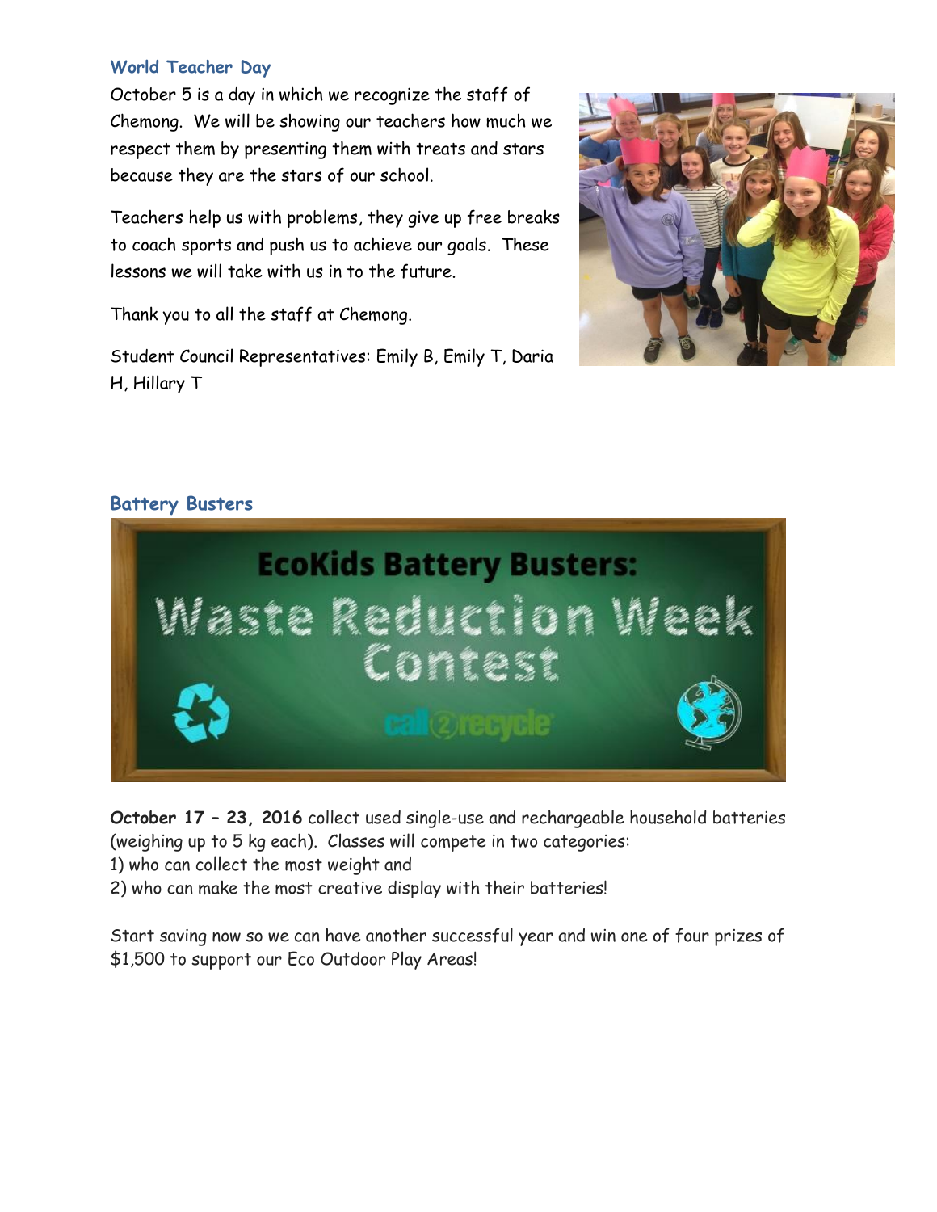## World Teacher Day

October 5 is a day in which we recognize the staff of Chemong. We will be showing our teachers how much we respect them by presenting them with treats and stars because they are the stars of our school.

Teachers help us with problems, they give up free breaks to coach sports and push us to achieve our goals. These lessons we will take with us in to the future.

Thank you to all the staff at Chemong.

Student Council Representatives: Emily B, Emily T, Daria H, Hillary T

## Battery Busters

**October 17 – 23, 2016** collect used single-use and rechargeable household batteries (weighing up to 5 kg each). Classes will compete in two categories:

1) who can collect the most weight and
2) who can make the most creative display with their batteries!

Start saving now so we can have another successful year and win one of four prizes of $1,500 to support our Eco Outdoor Play Areas!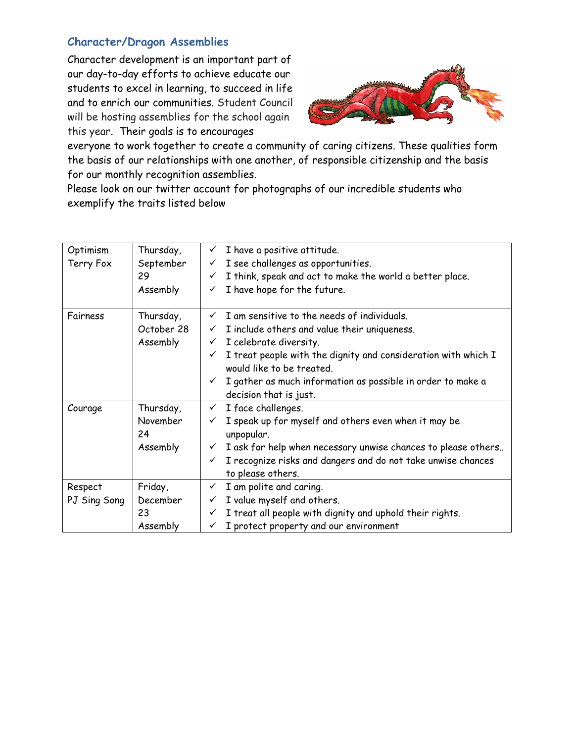## Character/Dragon Assemblies

Character development is an important part of our day-to-day efforts to achieve educate our students to excel in learning, to succeed in life and to enrich our communities. Student Council will be hosting assemblies for the school again this year. Their goals is to encourages everyone to work together to create a community of caring citizens. These qualities form the basis of our relationships with one another, of responsible citizenship and the basis for our monthly recognition assemblies.

Please look on our twitter account for photographs of our incredible students who exemplify the traits listed below

| | | |
|---|---|---|
| Optimism<br>Terry Fox | Thursday, September 29 Assembly | ✓ I have a positive attitude.<br>✓ I see challenges as opportunities.<br>✓ I think, speak and act to make the world a better place.<br>✓ I have hope for the future. |
| Fairness | Thursday, October 28 Assembly | ✓ I am sensitive to the needs of individuals.<br>✓ I include others and value their uniqueness.<br>✓ I celebrate diversity.<br>✓ I treat people with the dignity and consideration with which I would like to be treated.<br>✓ I gather as much information as possible in order to make a decision that is just. |
| Courage | Thursday, November 24 Assembly | ✓ I face challenges.<br>✓ I speak up for myself and others even when it may be unpopular.<br>✓ I ask for help when necessary unwise chances to please others..<br>✓ I recognize risks and dangers and do not take unwise chances to please others. |
| Respect<br>PJ Sing Song | Friday, December 23 Assembly | ✓ I am polite and caring.<br>✓ I value myself and others.<br>✓ I treat all people with dignity and uphold their rights.<br>✓ I protect property and our environment |